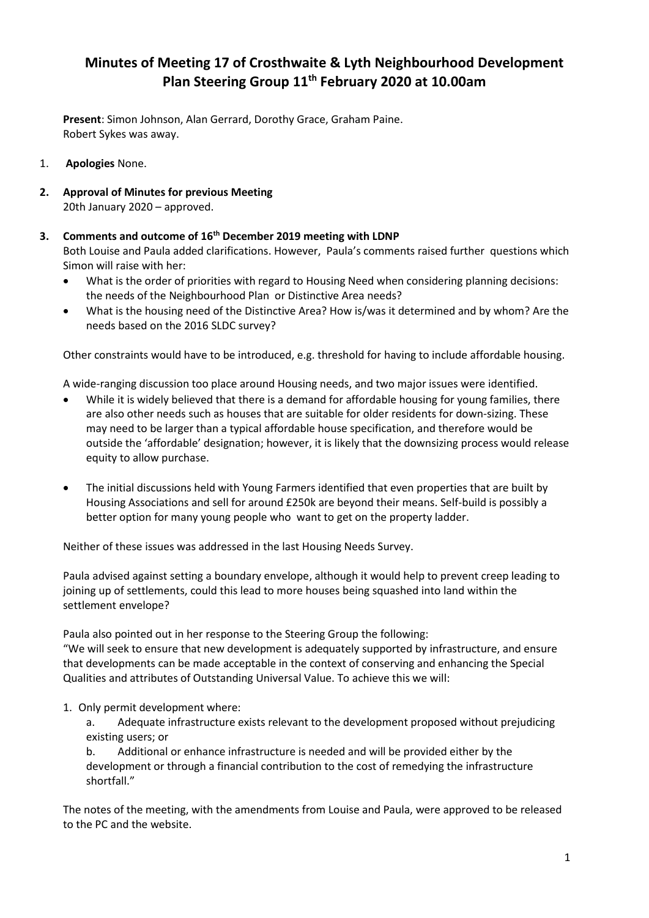# Minutes of Meeting 17 of Crosthwaite & Lyth Neighbourhood Development Plan Steering Group 11th February 2020 at 10.00am

**Present**: Simon Johnson, Alan Gerrard, Dorothy Grace, Graham Paine.
Robert Sykes was away.

1. **Apologies** None.

2. **Approval of Minutes for previous Meeting**
20th January 2020 – approved.

3. **Comments and outcome of 16th December 2019 meeting with LDNP**
Both Louise and Paula added clarifications. However, Paula's comments raised further questions which Simon will raise with her:
   - What is the order of priorities with regard to Housing Need when considering planning decisions: the needs of the Neighbourhood Plan or Distinctive Area needs?
   - What is the housing need of the Distinctive Area? How is/was it determined and by whom? Are the needs based on the 2016 SLDC survey?

Other constraints would have to be introduced, e.g. threshold for having to include affordable housing.

A wide-ranging discussion too place around Housing needs, and two major issues were identified.

- While it is widely believed that there is a demand for affordable housing for young families, there are also other needs such as houses that are suitable for older residents for down-sizing. These may need to be larger than a typical affordable house specification, and therefore would be outside the 'affordable' designation; however, it is likely that the downsizing process would release equity to allow purchase.

- The initial discussions held with Young Farmers identified that even properties that are built by Housing Associations and sell for around £250k are beyond their means. Self-build is possibly a better option for many young people who want to get on the property ladder.

Neither of these issues was addressed in the last Housing Needs Survey.

Paula advised against setting a boundary envelope, although it would help to prevent creep leading to joining up of settlements, could this lead to more houses being squashed into land within the settlement envelope?

Paula also pointed out in her response to the Steering Group the following:
"We will seek to ensure that new development is adequately supported by infrastructure, and ensure that developments can be made acceptable in the context of conserving and enhancing the Special Qualities and attributes of Outstanding Universal Value. To achieve this we will:

1. Only permit development where:

   a. Adequate infrastructure exists relevant to the development proposed without prejudicing existing users; or

   b. Additional or enhance infrastructure is needed and will be provided either by the development or through a financial contribution to the cost of remedying the infrastructure shortfall."

The notes of the meeting, with the amendments from Louise and Paula, were approved to be released to the PC and the website.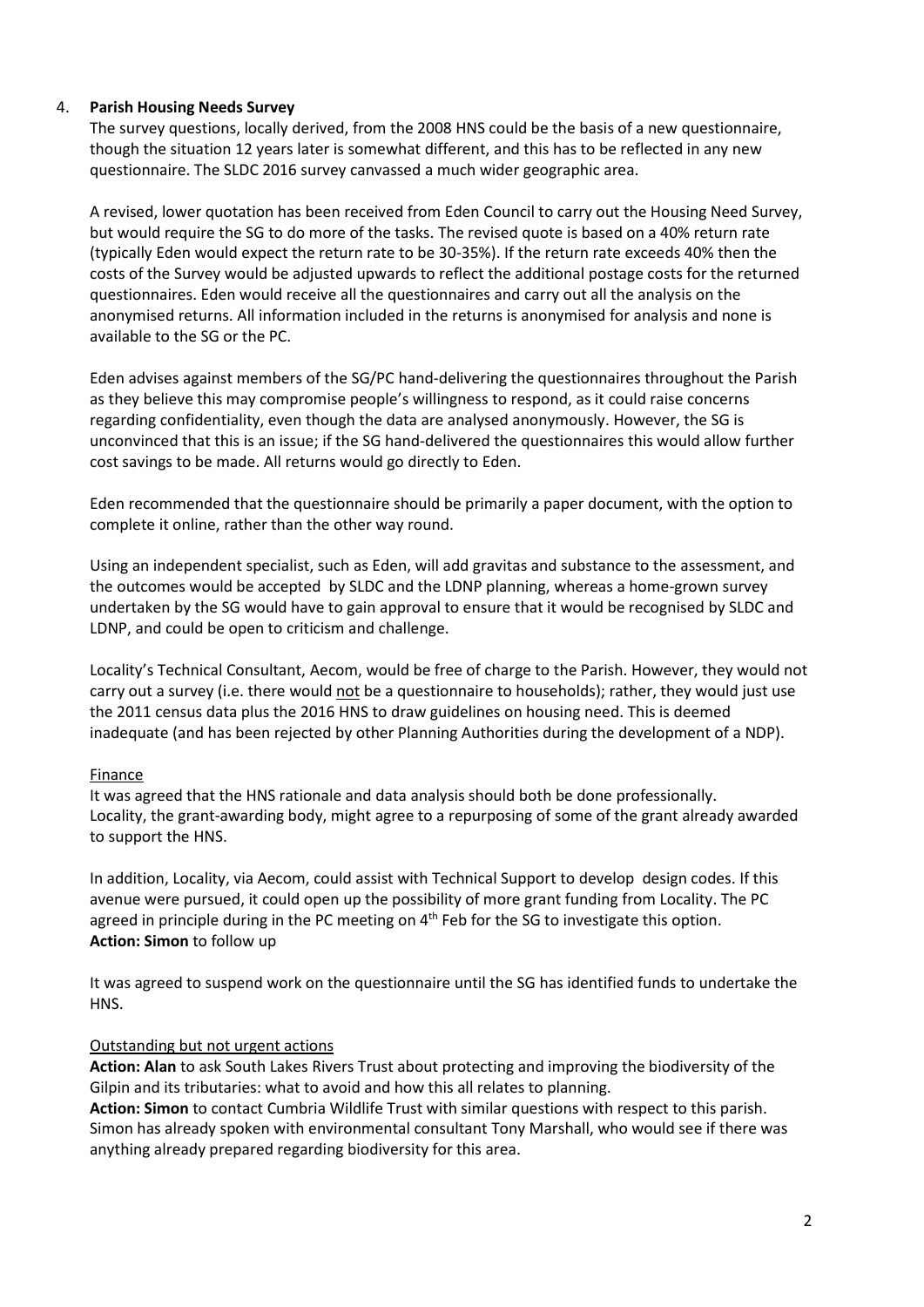4. **Parish Housing Needs Survey**

The survey questions, locally derived, from the 2008 HNS could be the basis of a new questionnaire, though the situation 12 years later is somewhat different, and this has to be reflected in any new questionnaire. The SLDC 2016 survey canvassed a much wider geographic area.

A revised, lower quotation has been received from Eden Council to carry out the Housing Need Survey, but would require the SG to do more of the tasks. The revised quote is based on a 40% return rate (typically Eden would expect the return rate to be 30-35%). If the return rate exceeds 40% then the costs of the Survey would be adjusted upwards to reflect the additional postage costs for the returned questionnaires. Eden would receive all the questionnaires and carry out all the analysis on the anonymised returns. All information included in the returns is anonymised for analysis and none is available to the SG or the PC.

Eden advises against members of the SG/PC hand-delivering the questionnaires throughout the Parish as they believe this may compromise people's willingness to respond, as it could raise concerns regarding confidentiality, even though the data are analysed anonymously. However, the SG is unconvinced that this is an issue; if the SG hand-delivered the questionnaires this would allow further cost savings to be made. All returns would go directly to Eden.

Eden recommended that the questionnaire should be primarily a paper document, with the option to complete it online, rather than the other way round.

Using an independent specialist, such as Eden, will add gravitas and substance to the assessment, and the outcomes would be accepted by SLDC and the LDNP planning, whereas a home-grown survey undertaken by the SG would have to gain approval to ensure that it would be recognised by SLDC and LDNP, and could be open to criticism and challenge.

Locality's Technical Consultant, Aecom, would be free of charge to the Parish. However, they would not carry out a survey (i.e. there would <u>not</u> be a questionnaire to households); rather, they would just use the 2011 census data plus the 2016 HNS to draw guidelines on housing need. This is deemed inadequate (and has been rejected by other Planning Authorities during the development of a NDP).

<u>Finance</u>

It was agreed that the HNS rationale and data analysis should both be done professionally. Locality, the grant-awarding body, might agree to a repurposing of some of the grant already awarded to support the HNS.

In addition, Locality, via Aecom, could assist with Technical Support to develop design codes. If this avenue were pursued, it could open up the possibility of more grant funding from Locality. The PC agreed in principle during in the PC meeting on 4th Feb for the SG to investigate this option.
**Action: Simon** to follow up

It was agreed to suspend work on the questionnaire until the SG has identified funds to undertake the HNS.

<u>Outstanding but not urgent actions</u>

**Action: Alan** to ask South Lakes Rivers Trust about protecting and improving the biodiversity of the Gilpin and its tributaries: what to avoid and how this all relates to planning.
**Action: Simon** to contact Cumbria Wildlife Trust with similar questions with respect to this parish. Simon has already spoken with environmental consultant Tony Marshall, who would see if there was anything already prepared regarding biodiversity for this area.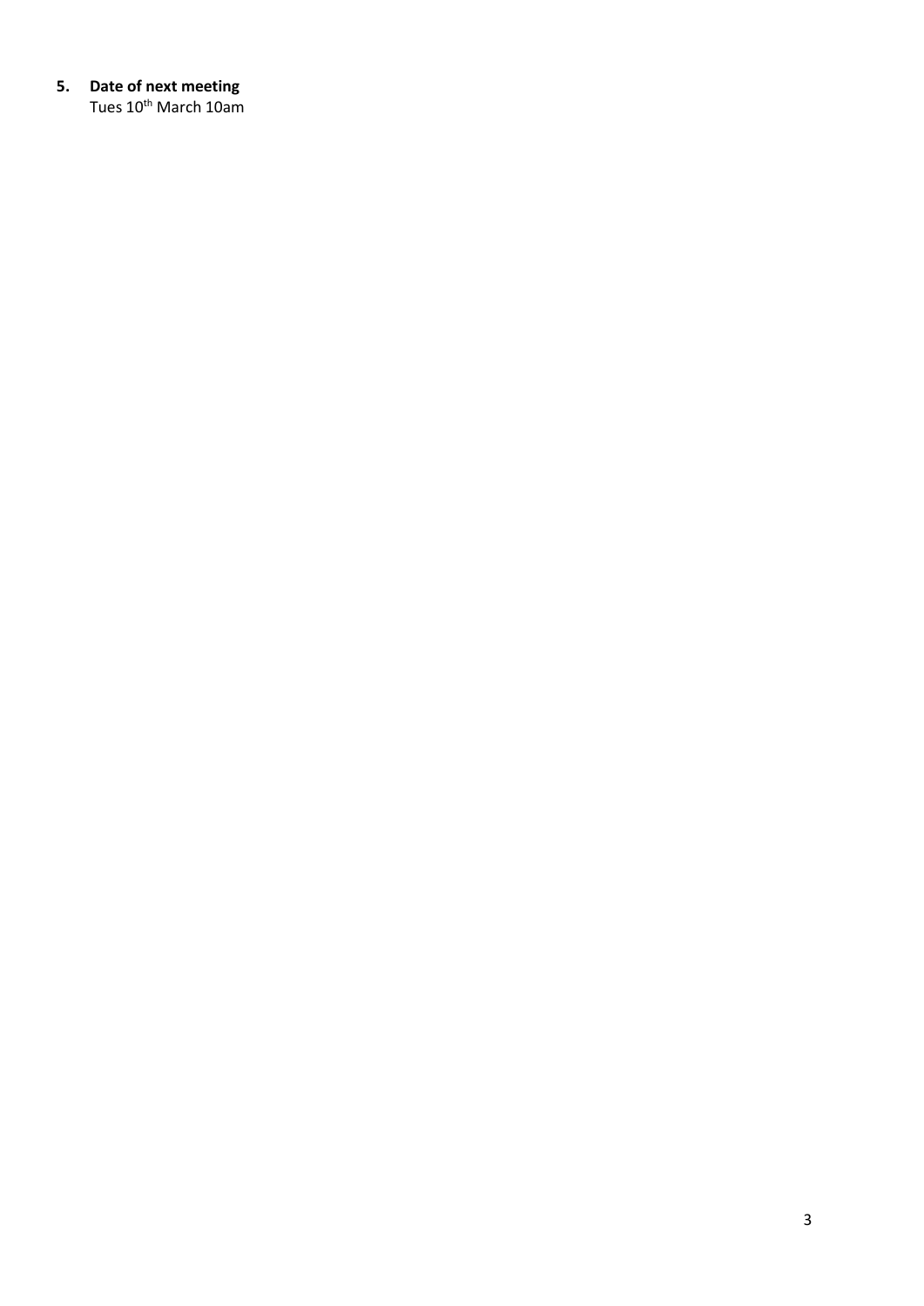5. **Date of next meeting**
   Tues 10th March 10am